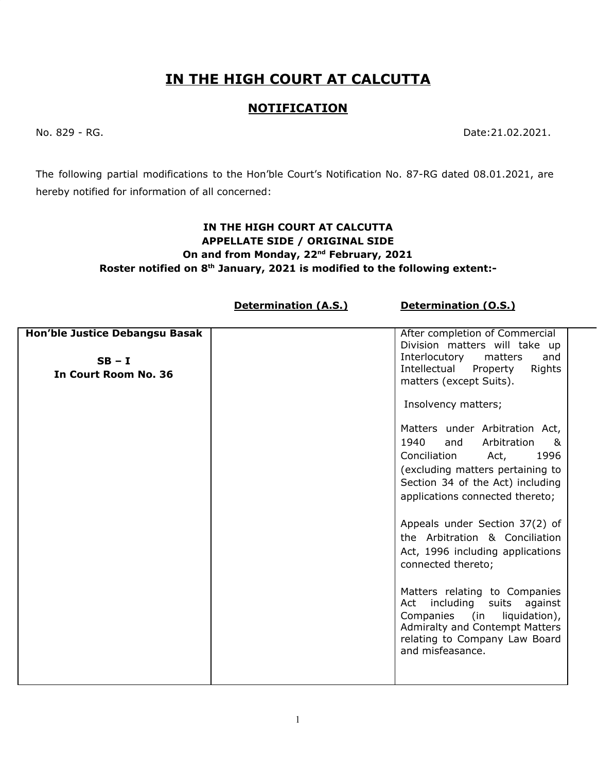# IN THE HIGH COURT AT CALCUTTA

## NOTIFICATION

No. 829 - RG. Date:21.02.2021.

The following partial modifications to the Hon'ble Court's Notification No. 87-RG dated 08.01.2021, are hereby notified for information of all concerned:

**IN THE HIGH COURT AT CALCUTTA**
**APPELLATE SIDE / ORIGINAL SIDE**
**On and from Monday, 22nd February, 2021**
**Roster notified on 8th January, 2021 is modified to the following extent:-**

| | Determination (A.S.) | Determination (O.S.) |
|---|---|---|
| **Hon'ble Justice Debangsu Basak**<br><br>**SB – I**<br>**In Court Room No. 36** | | After completion of Commercial Division matters will take up Interlocutory matters and Intellectual Property Rights matters (except Suits).<br><br>Insolvency matters;<br><br>Matters under Arbitration Act, 1940 and Arbitration & Conciliation Act, 1996 (excluding matters pertaining to Section 34 of the Act) including applications connected thereto;<br><br>Appeals under Section 37(2) of the Arbitration & Conciliation Act, 1996 including applications connected thereto;<br><br>Matters relating to Companies Act including suits against Companies (in liquidation), Admiralty and Contempt Matters relating to Company Law Board and misfeasance. |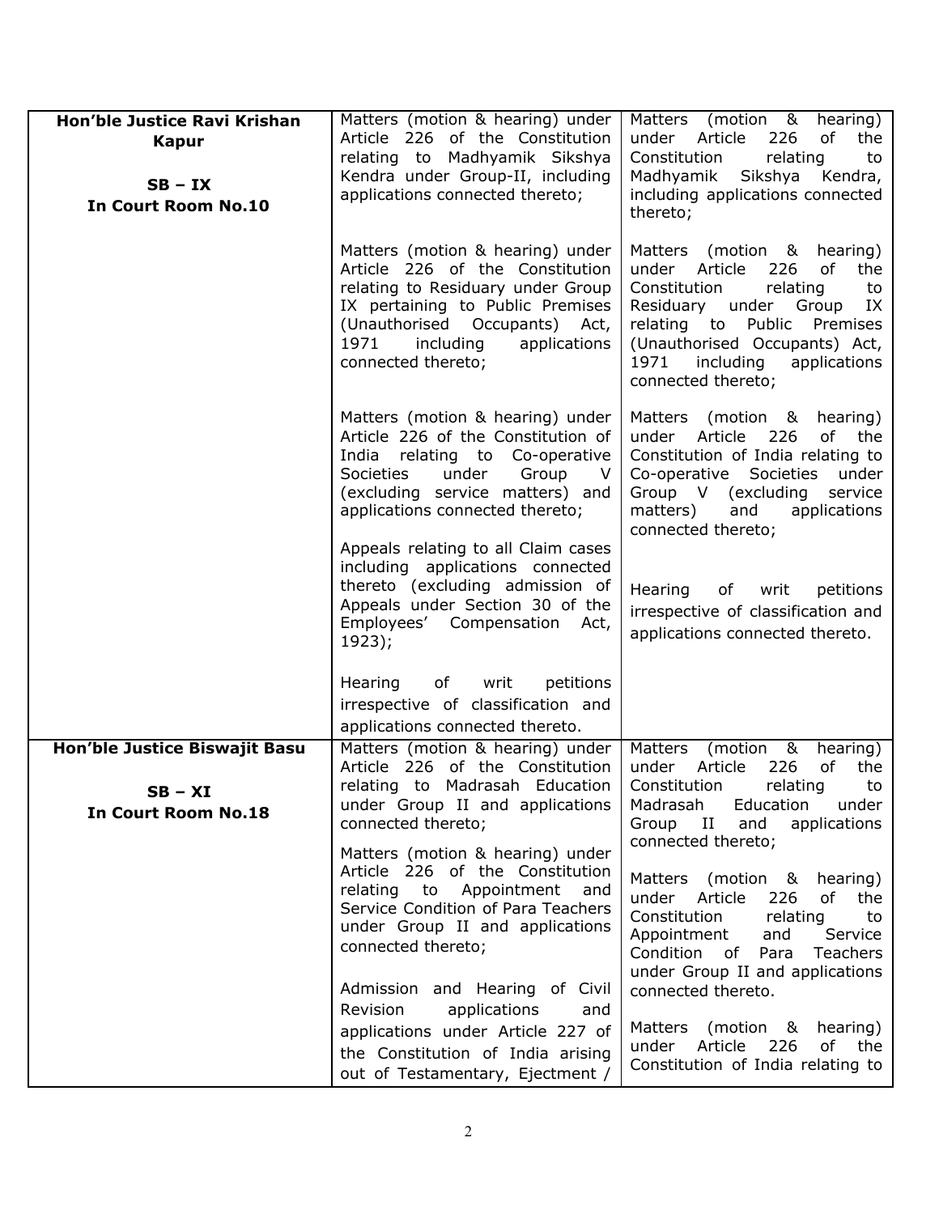| | | |
|---|---|---|
| **Hon'ble Justice Ravi Krishan Kapur**<br><br>**SB – IX**<br>**In Court Room No.10** | Matters (motion & hearing) under Article 226 of the Constitution relating to Madhyamik Sikshya Kendra under Group-II, including applications connected thereto;<br><br>Matters (motion & hearing) under Article 226 of the Constitution relating to Residuary under Group IX pertaining to Public Premises (Unauthorised Occupants) Act, 1971 including applications connected thereto;<br><br>Matters (motion & hearing) under Article 226 of the Constitution of India relating to Co-operative Societies under Group V (excluding service matters) and applications connected thereto;<br><br>Appeals relating to all Claim cases including applications connected thereto (excluding admission of Appeals under Section 30 of the Employees' Compensation Act, 1923);<br><br>Hearing of writ petitions irrespective of classification and applications connected thereto. | Matters (motion & hearing) under Article 226 of the Constitution relating to Madhyamik Sikshya Kendra, including applications connected thereto;<br><br>Matters (motion & hearing) under Article 226 of the Constitution relating to Residuary under Group IX relating to Public Premises (Unauthorised Occupants) Act, 1971 including applications connected thereto;<br><br>Matters (motion & hearing) under Article 226 of the Constitution of India relating to Co-operative Societies under Group V (excluding service matters) and applications connected thereto;<br><br>Hearing of writ petitions irrespective of classification and applications connected thereto. |
| **Hon'ble Justice Biswajit Basu**<br><br>**SB – XI**<br>**In Court Room No.18** | Matters (motion & hearing) under Article 226 of the Constitution relating to Madrasah Education under Group II and applications connected thereto;<br><br>Matters (motion & hearing) under Article 226 of the Constitution relating to Appointment and Service Condition of Para Teachers under Group II and applications connected thereto;<br><br>Admission and Hearing of Civil Revision applications and applications under Article 227 of the Constitution of India arising out of Testamentary, Ejectment / | Matters (motion & hearing) under Article 226 of the Constitution relating to Madrasah Education under Group II and applications connected thereto;<br><br>Matters (motion & hearing) under Article 226 of the Constitution relating to Appointment and Service Condition of Para Teachers under Group II and applications connected thereto.<br><br>Matters (motion & hearing) under Article 226 of the Constitution of India relating to |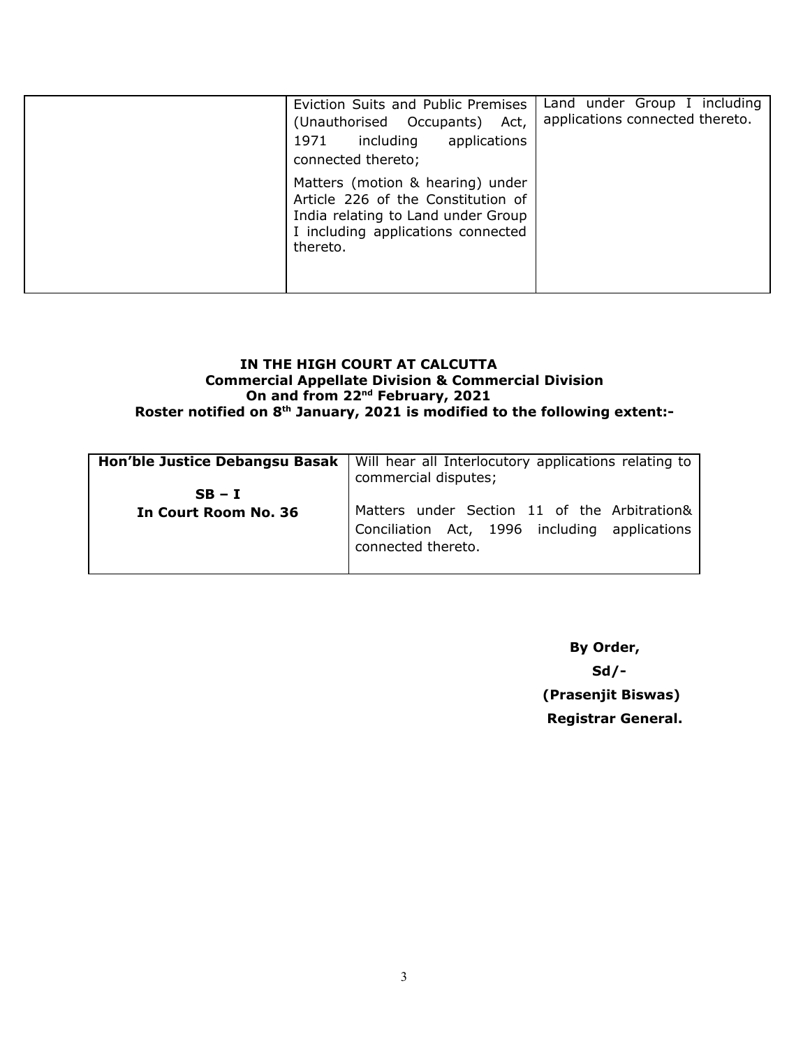| | | |
|---|---|---|
| | Eviction Suits and Public Premises (Unauthorised Occupants) Act, 1971 including applications connected thereto;<br><br>Matters (motion & hearing) under Article 226 of the Constitution of India relating to Land under Group I including applications connected thereto. | Land under Group I including applications connected thereto. |

**IN THE HIGH COURT AT CALCUTTA**
**Commercial Appellate Division & Commercial Division**
**On and from 22nd February, 2021**
**Roster notified on 8th January, 2021 is modified to the following extent:-**

| **Hon'ble Justice Debangsu Basak** | Will hear all Interlocutory applications relating to commercial disputes; |
|---|---|
| **SB – I**<br>**In Court Room No. 36** | Matters under Section 11 of the Arbitration& Conciliation Act, 1996 including applications connected thereto. |

**By Order,**

**Sd/-**

**(Prasenjit Biswas)**

**Registrar General.**